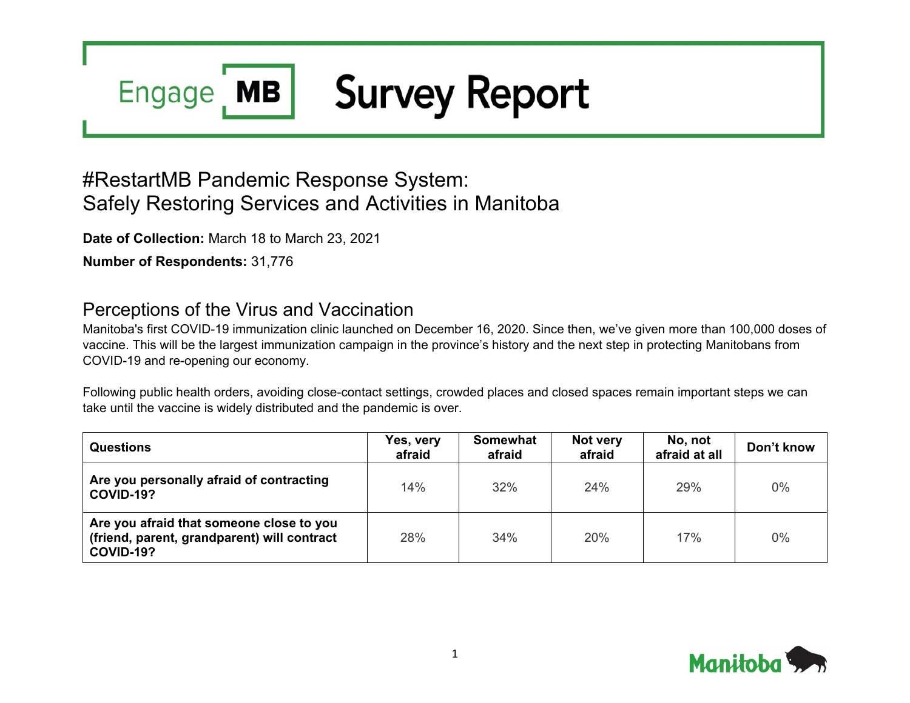# Engage MB Survey Report

## #RestartMB Pandemic Response System: Safely Restoring Services and Activities in Manitoba

**Date of Collection:** March 18 to March 23, 2021

**Number of Respondents:** 31,776

## Perceptions of the Virus and Vaccination

Manitoba's first COVID-19 immunization clinic launched on December 16, 2020. Since then, we've given more than 100,000 doses of vaccine. This will be the largest immunization campaign in the province's history and the next step in protecting Manitobans from COVID-19 and re-opening our economy.

Following public health orders, avoiding close-contact settings, crowded places and closed spaces remain important steps we can take until the vaccine is widely distributed and the pandemic is over.

| Questions | Yes, very afraid | Somewhat afraid | Not very afraid | No, not afraid at all | Don't know |
|---|---|---|---|---|---|
| **Are you personally afraid of contracting COVID-19?** | 14% | 32% | 24% | 29% | 0% |
| **Are you afraid that someone close to you (friend, parent, grandparent) will contract COVID-19?** | 28% | 34% | 20% | 17% | 0% |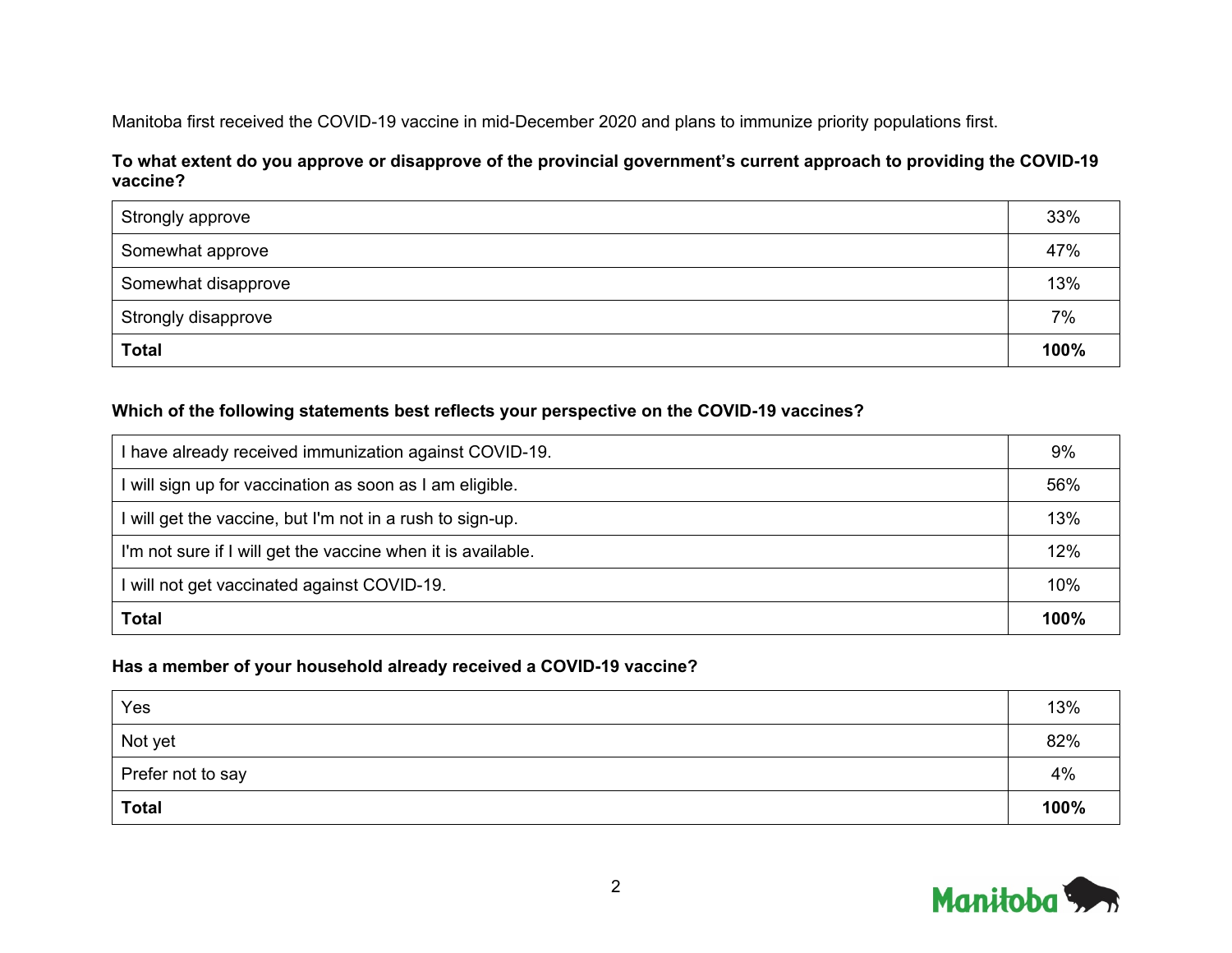Manitoba first received the COVID-19 vaccine in mid-December 2020 and plans to immunize priority populations first.

**To what extent do you approve or disapprove of the provincial government's current approach to providing the COVID-19 vaccine?**

| | |
|---|---|
| Strongly approve | 33% |
| Somewhat approve | 47% |
| Somewhat disapprove | 13% |
| Strongly disapprove | 7% |
| **Total** | **100%** |

**Which of the following statements best reflects your perspective on the COVID-19 vaccines?**

| | |
|---|---|
| I have already received immunization against COVID-19. | 9% |
| I will sign up for vaccination as soon as I am eligible. | 56% |
| I will get the vaccine, but I'm not in a rush to sign-up. | 13% |
| I'm not sure if I will get the vaccine when it is available. | 12% |
| I will not get vaccinated against COVID-19. | 10% |
| **Total** | **100%** |

**Has a member of your household already received a COVID-19 vaccine?**

| | |
|---|---|
| Yes | 13% |
| Not yet | 82% |
| Prefer not to say | 4% |
| **Total** | **100%** |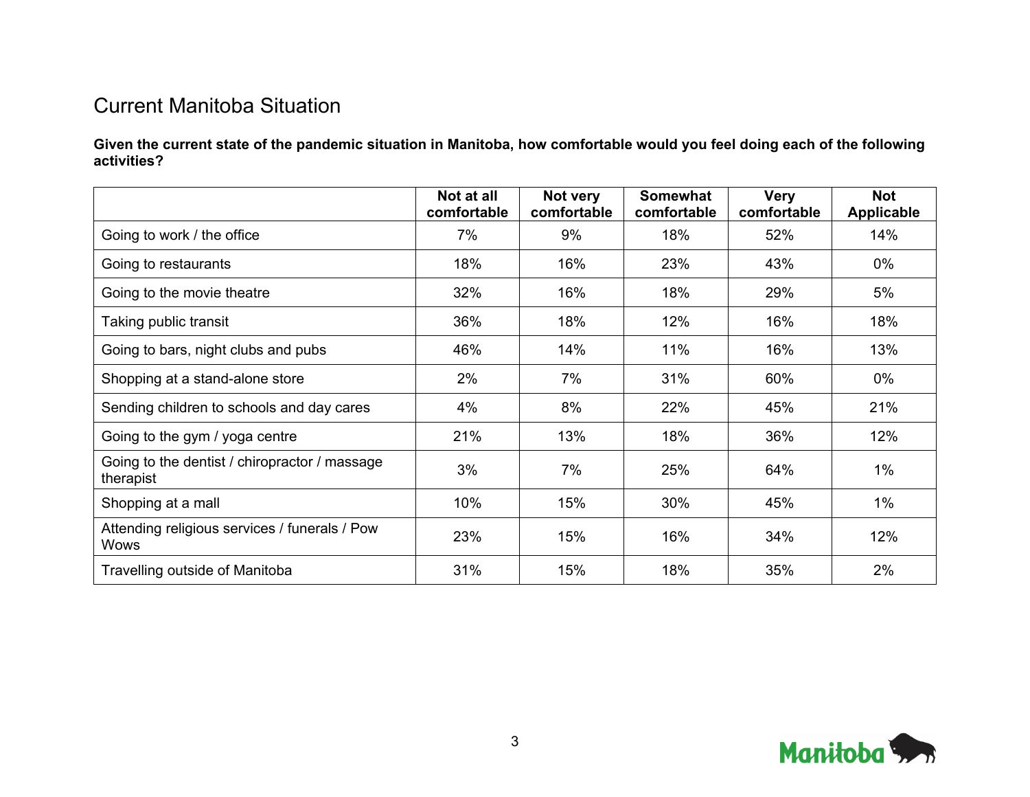# Current Manitoba Situation

**Given the current state of the pandemic situation in Manitoba, how comfortable would you feel doing each of the following activities?**

| | Not at all comfortable | Not very comfortable | Somewhat comfortable | Very comfortable | Not Applicable |
|---|---|---|---|---|---|
| Going to work / the office | 7% | 9% | 18% | 52% | 14% |
| Going to restaurants | 18% | 16% | 23% | 43% | 0% |
| Going to the movie theatre | 32% | 16% | 18% | 29% | 5% |
| Taking public transit | 36% | 18% | 12% | 16% | 18% |
| Going to bars, night clubs and pubs | 46% | 14% | 11% | 16% | 13% |
| Shopping at a stand-alone store | 2% | 7% | 31% | 60% | 0% |
| Sending children to schools and day cares | 4% | 8% | 22% | 45% | 21% |
| Going to the gym / yoga centre | 21% | 13% | 18% | 36% | 12% |
| Going to the dentist / chiropractor / massage therapist | 3% | 7% | 25% | 64% | 1% |
| Shopping at a mall | 10% | 15% | 30% | 45% | 1% |
| Attending religious services / funerals / Pow Wows | 23% | 15% | 16% | 34% | 12% |
| Travelling outside of Manitoba | 31% | 15% | 18% | 35% | 2% |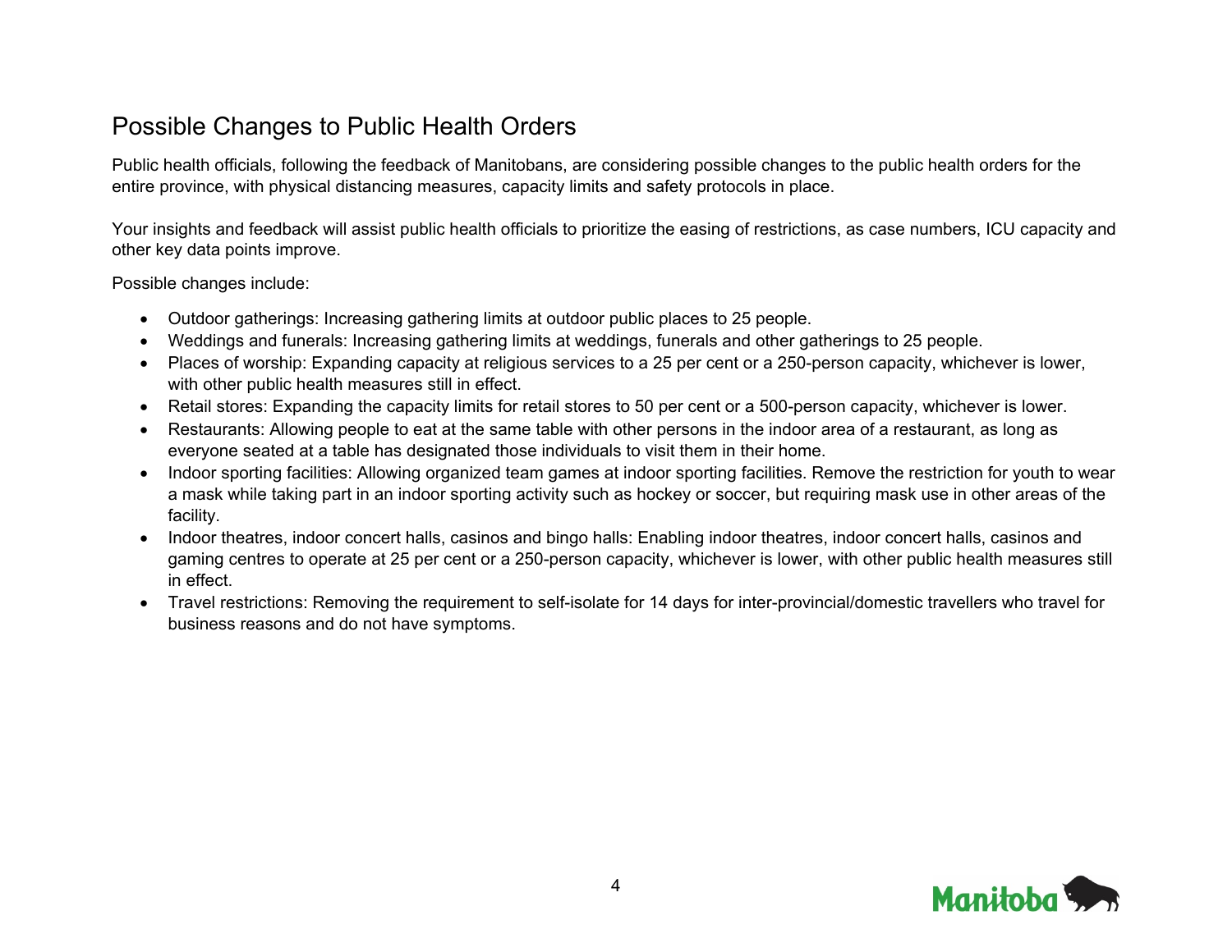## Possible Changes to Public Health Orders

Public health officials, following the feedback of Manitobans, are considering possible changes to the public health orders for the entire province, with physical distancing measures, capacity limits and safety protocols in place.

Your insights and feedback will assist public health officials to prioritize the easing of restrictions, as case numbers, ICU capacity and other key data points improve.

Possible changes include:

- Outdoor gatherings: Increasing gathering limits at outdoor public places to 25 people.
- Weddings and funerals: Increasing gathering limits at weddings, funerals and other gatherings to 25 people.
- Places of worship: Expanding capacity at religious services to a 25 per cent or a 250-person capacity, whichever is lower, with other public health measures still in effect.
- Retail stores: Expanding the capacity limits for retail stores to 50 per cent or a 500-person capacity, whichever is lower.
- Restaurants: Allowing people to eat at the same table with other persons in the indoor area of a restaurant, as long as everyone seated at a table has designated those individuals to visit them in their home.
- Indoor sporting facilities: Allowing organized team games at indoor sporting facilities. Remove the restriction for youth to wear a mask while taking part in an indoor sporting activity such as hockey or soccer, but requiring mask use in other areas of the facility.
- Indoor theatres, indoor concert halls, casinos and bingo halls: Enabling indoor theatres, indoor concert halls, casinos and gaming centres to operate at 25 per cent or a 250-person capacity, whichever is lower, with other public health measures still in effect.
- Travel restrictions: Removing the requirement to self-isolate for 14 days for inter-provincial/domestic travellers who travel for business reasons and do not have symptoms.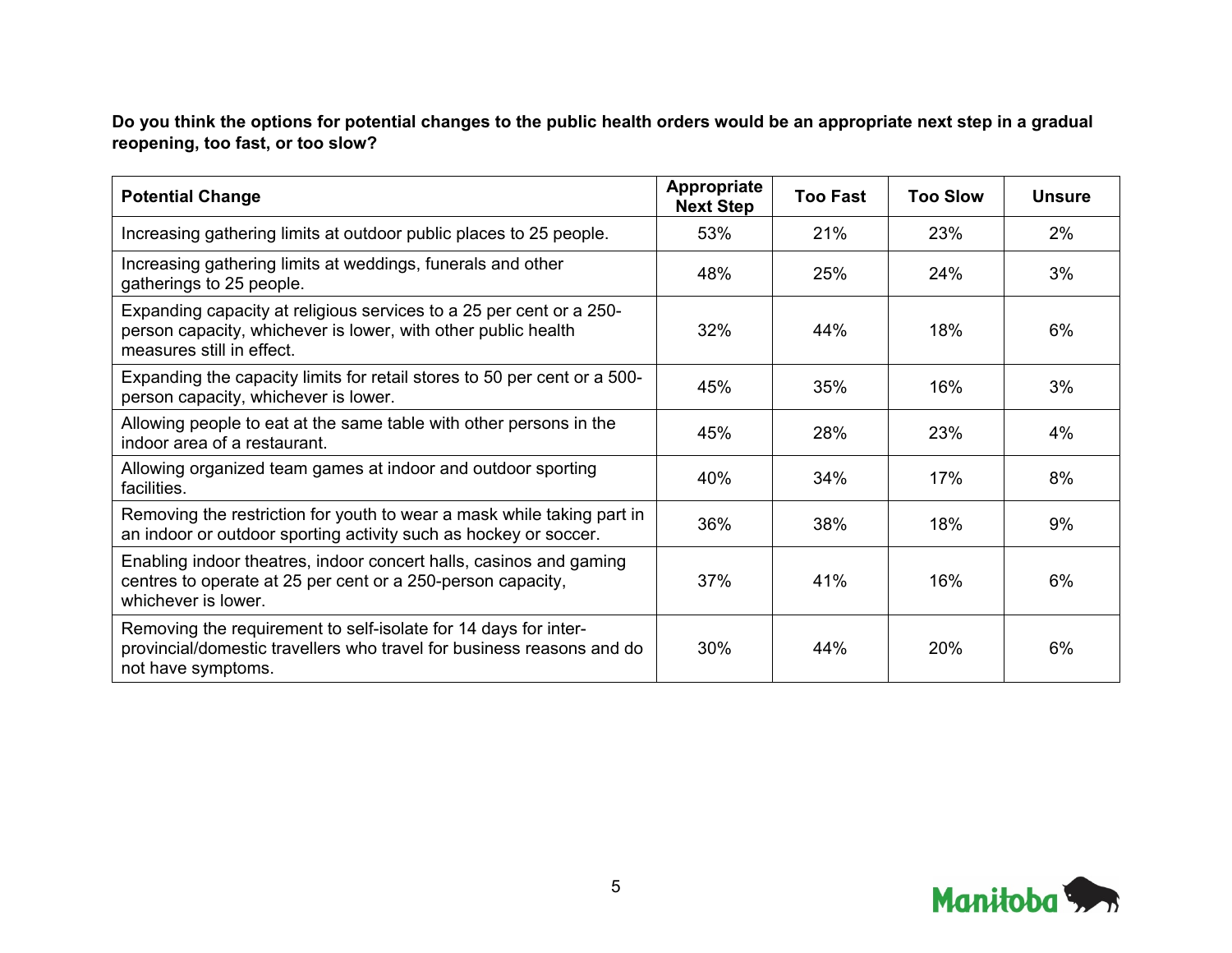**Do you think the options for potential changes to the public health orders would be an appropriate next step in a gradual reopening, too fast, or too slow?**

| Potential Change | Appropriate Next Step | Too Fast | Too Slow | Unsure |
|---|---|---|---|---|
| Increasing gathering limits at outdoor public places to 25 people. | 53% | 21% | 23% | 2% |
| Increasing gathering limits at weddings, funerals and other gatherings to 25 people. | 48% | 25% | 24% | 3% |
| Expanding capacity at religious services to a 25 per cent or a 250-person capacity, whichever is lower, with other public health measures still in effect. | 32% | 44% | 18% | 6% |
| Expanding the capacity limits for retail stores to 50 per cent or a 500-person capacity, whichever is lower. | 45% | 35% | 16% | 3% |
| Allowing people to eat at the same table with other persons in the indoor area of a restaurant. | 45% | 28% | 23% | 4% |
| Allowing organized team games at indoor and outdoor sporting facilities. | 40% | 34% | 17% | 8% |
| Removing the restriction for youth to wear a mask while taking part in an indoor or outdoor sporting activity such as hockey or soccer. | 36% | 38% | 18% | 9% |
| Enabling indoor theatres, indoor concert halls, casinos and gaming centres to operate at 25 per cent or a 250-person capacity, whichever is lower. | 37% | 41% | 16% | 6% |
| Removing the requirement to self-isolate for 14 days for inter-provincial/domestic travellers who travel for business reasons and do not have symptoms. | 30% | 44% | 20% | 6% |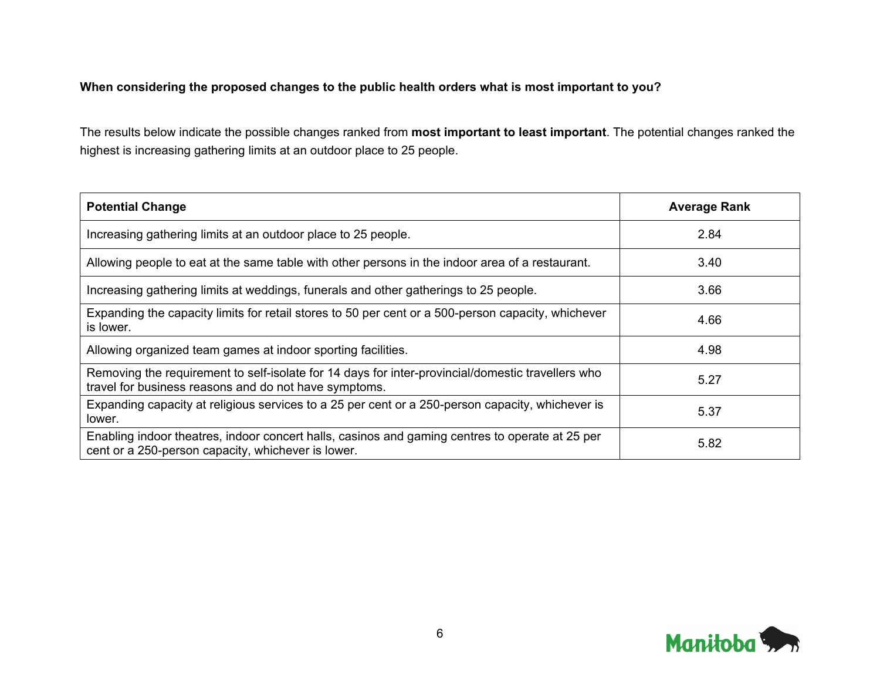**When considering the proposed changes to the public health orders what is most important to you?**

The results below indicate the possible changes ranked from **most important to least important**. The potential changes ranked the highest is increasing gathering limits at an outdoor place to 25 people.

| Potential Change | Average Rank |
|---|---|
| Increasing gathering limits at an outdoor place to 25 people. | 2.84 |
| Allowing people to eat at the same table with other persons in the indoor area of a restaurant. | 3.40 |
| Increasing gathering limits at weddings, funerals and other gatherings to 25 people. | 3.66 |
| Expanding the capacity limits for retail stores to 50 per cent or a 500-person capacity, whichever is lower. | 4.66 |
| Allowing organized team games at indoor sporting facilities. | 4.98 |
| Removing the requirement to self-isolate for 14 days for inter-provincial/domestic travellers who travel for business reasons and do not have symptoms. | 5.27 |
| Expanding capacity at religious services to a 25 per cent or a 250-person capacity, whichever is lower. | 5.37 |
| Enabling indoor theatres, indoor concert halls, casinos and gaming centres to operate at 25 per cent or a 250-person capacity, whichever is lower. | 5.82 |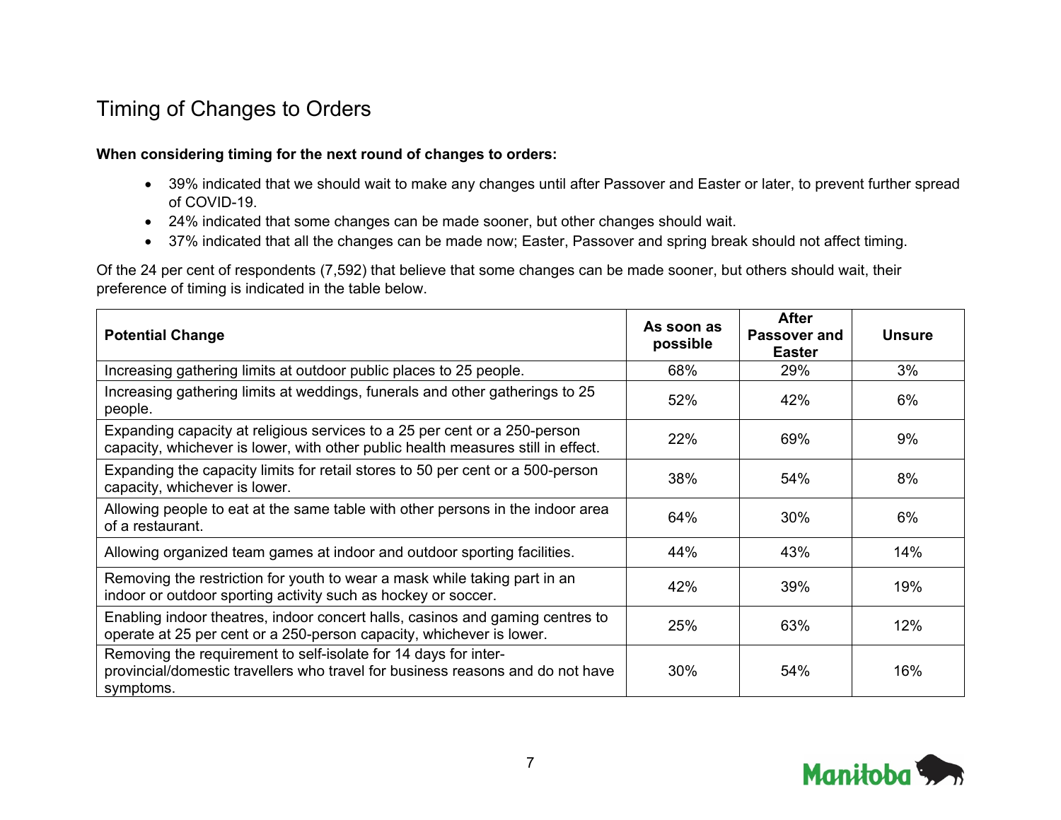## Timing of Changes to Orders

**When considering timing for the next round of changes to orders:**

- 39% indicated that we should wait to make any changes until after Passover and Easter or later, to prevent further spread of COVID-19.
- 24% indicated that some changes can be made sooner, but other changes should wait.
- 37% indicated that all the changes can be made now; Easter, Passover and spring break should not affect timing.

Of the 24 per cent of respondents (7,592) that believe that some changes can be made sooner, but others should wait, their preference of timing is indicated in the table below.

| Potential Change | As soon as possible | After Passover and Easter | Unsure |
|---|---|---|---|
| Increasing gathering limits at outdoor public places to 25 people. | 68% | 29% | 3% |
| Increasing gathering limits at weddings, funerals and other gatherings to 25 people. | 52% | 42% | 6% |
| Expanding capacity at religious services to a 25 per cent or a 250-person capacity, whichever is lower, with other public health measures still in effect. | 22% | 69% | 9% |
| Expanding the capacity limits for retail stores to 50 per cent or a 500-person capacity, whichever is lower. | 38% | 54% | 8% |
| Allowing people to eat at the same table with other persons in the indoor area of a restaurant. | 64% | 30% | 6% |
| Allowing organized team games at indoor and outdoor sporting facilities. | 44% | 43% | 14% |
| Removing the restriction for youth to wear a mask while taking part in an indoor or outdoor sporting activity such as hockey or soccer. | 42% | 39% | 19% |
| Enabling indoor theatres, indoor concert halls, casinos and gaming centres to operate at 25 per cent or a 250-person capacity, whichever is lower. | 25% | 63% | 12% |
| Removing the requirement to self-isolate for 14 days for inter-provincial/domestic travellers who travel for business reasons and do not have symptoms. | 30% | 54% | 16% |